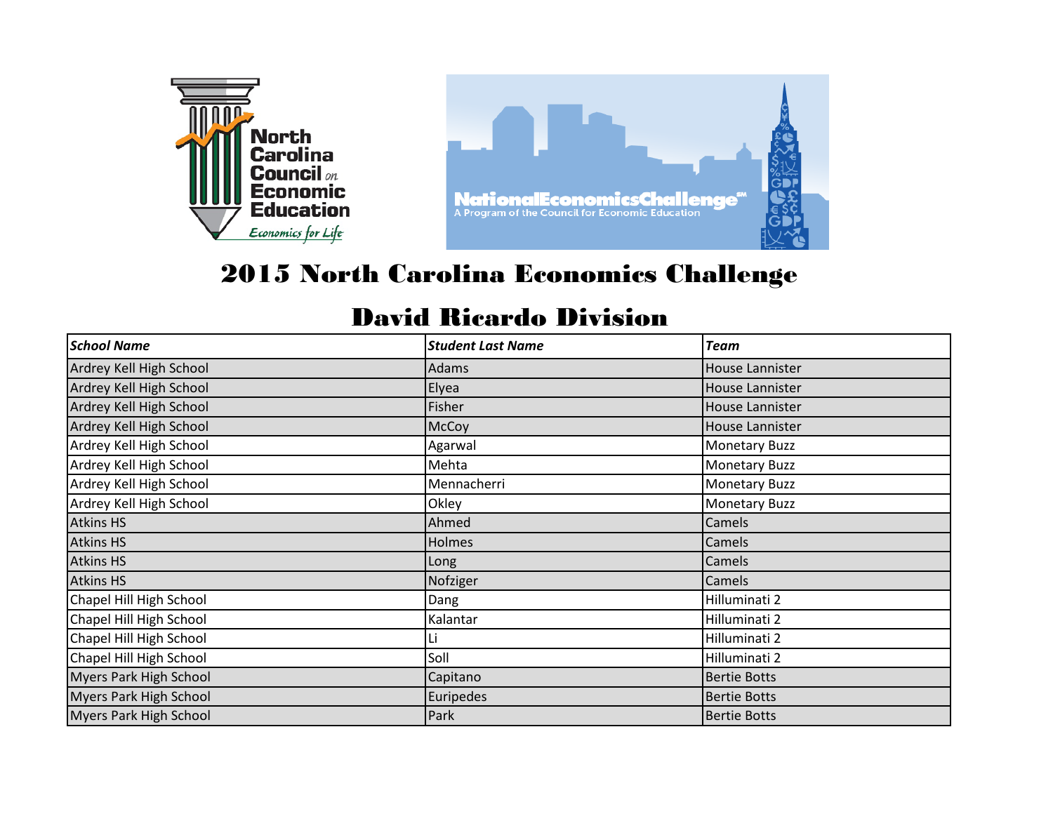# 2015 North Carolina Economics Challenge

## David Ricardo Division

| *School Name* | *Student Last Name* | *Team* |
|---|---|---|
| Ardrey Kell High School | Adams | House Lannister |
| Ardrey Kell High School | Elyea | House Lannister |
| Ardrey Kell High School | Fisher | House Lannister |
| Ardrey Kell High School | McCoy | House Lannister |
| Ardrey Kell High School | Agarwal | Monetary Buzz |
| Ardrey Kell High School | Mehta | Monetary Buzz |
| Ardrey Kell High School | Mennacherri | Monetary Buzz |
| Ardrey Kell High School | Okley | Monetary Buzz |
| Atkins HS | Ahmed | Camels |
| Atkins HS | Holmes | Camels |
| Atkins HS | Long | Camels |
| Atkins HS | Nofziger | Camels |
| Chapel Hill High School | Dang | Hilluminati 2 |
| Chapel Hill High School | Kalantar | Hilluminati 2 |
| Chapel Hill High School | Li | Hilluminati 2 |
| Chapel Hill High School | Soll | Hilluminati 2 |
| Myers Park High School | Capitano | Bertie Botts |
| Myers Park High School | Euripedes | Bertie Botts |
| Myers Park High School | Park | Bertie Botts |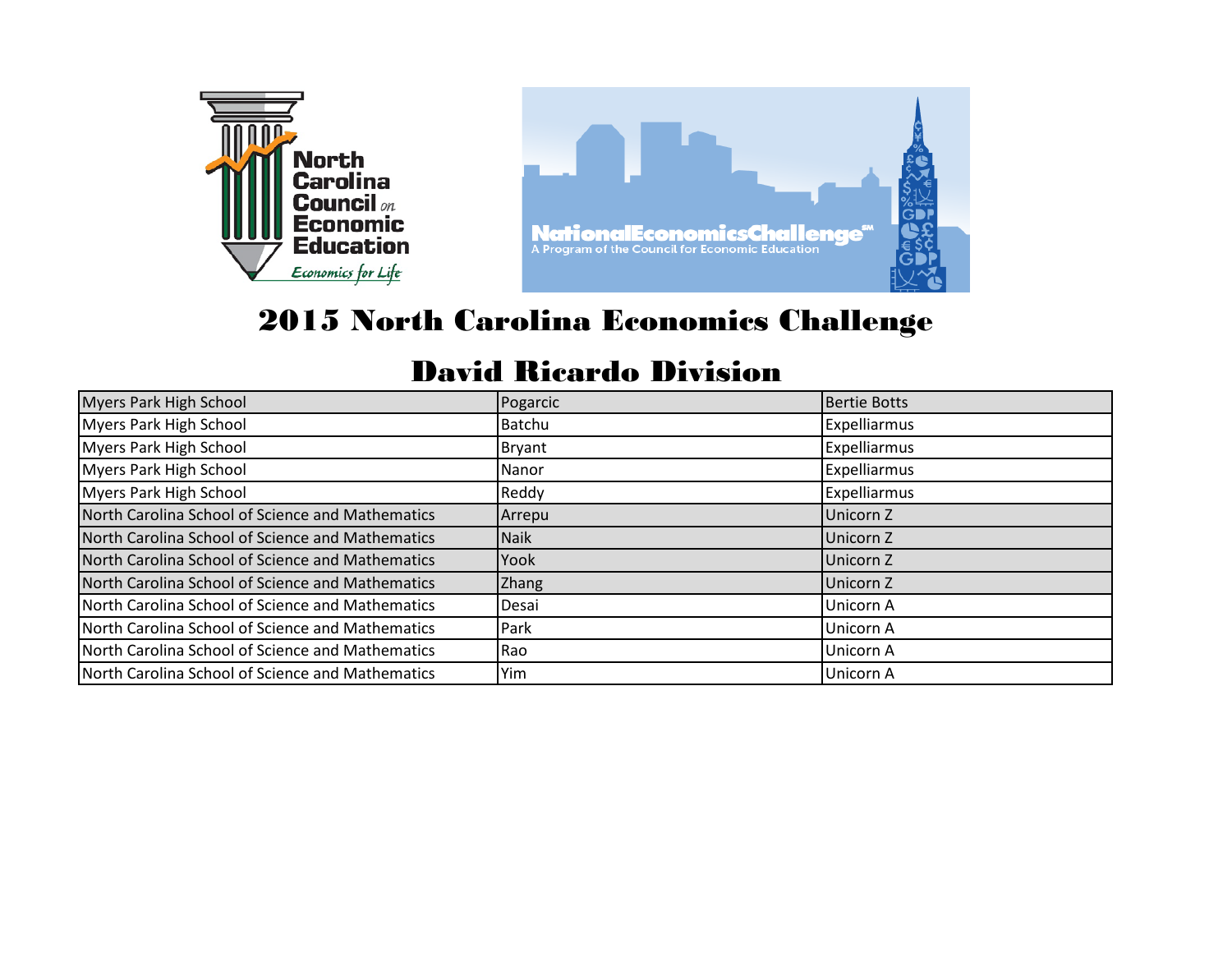# 2015 North Carolina Economics Challenge

## David Ricardo Division

| | | |
|---|---|---|
| Myers Park High School | Pogarcic | Bertie Botts |
| Myers Park High School | Batchu | Expelliarmus |
| Myers Park High School | Bryant | Expelliarmus |
| Myers Park High School | Nanor | Expelliarmus |
| Myers Park High School | Reddy | Expelliarmus |
| North Carolina School of Science and Mathematics | Arrepu | Unicorn Z |
| North Carolina School of Science and Mathematics | Naik | Unicorn Z |
| North Carolina School of Science and Mathematics | Yook | Unicorn Z |
| North Carolina School of Science and Mathematics | Zhang | Unicorn Z |
| North Carolina School of Science and Mathematics | Desai | Unicorn A |
| North Carolina School of Science and Mathematics | Park | Unicorn A |
| North Carolina School of Science and Mathematics | Rao | Unicorn A |
| North Carolina School of Science and Mathematics | Yim | Unicorn A |